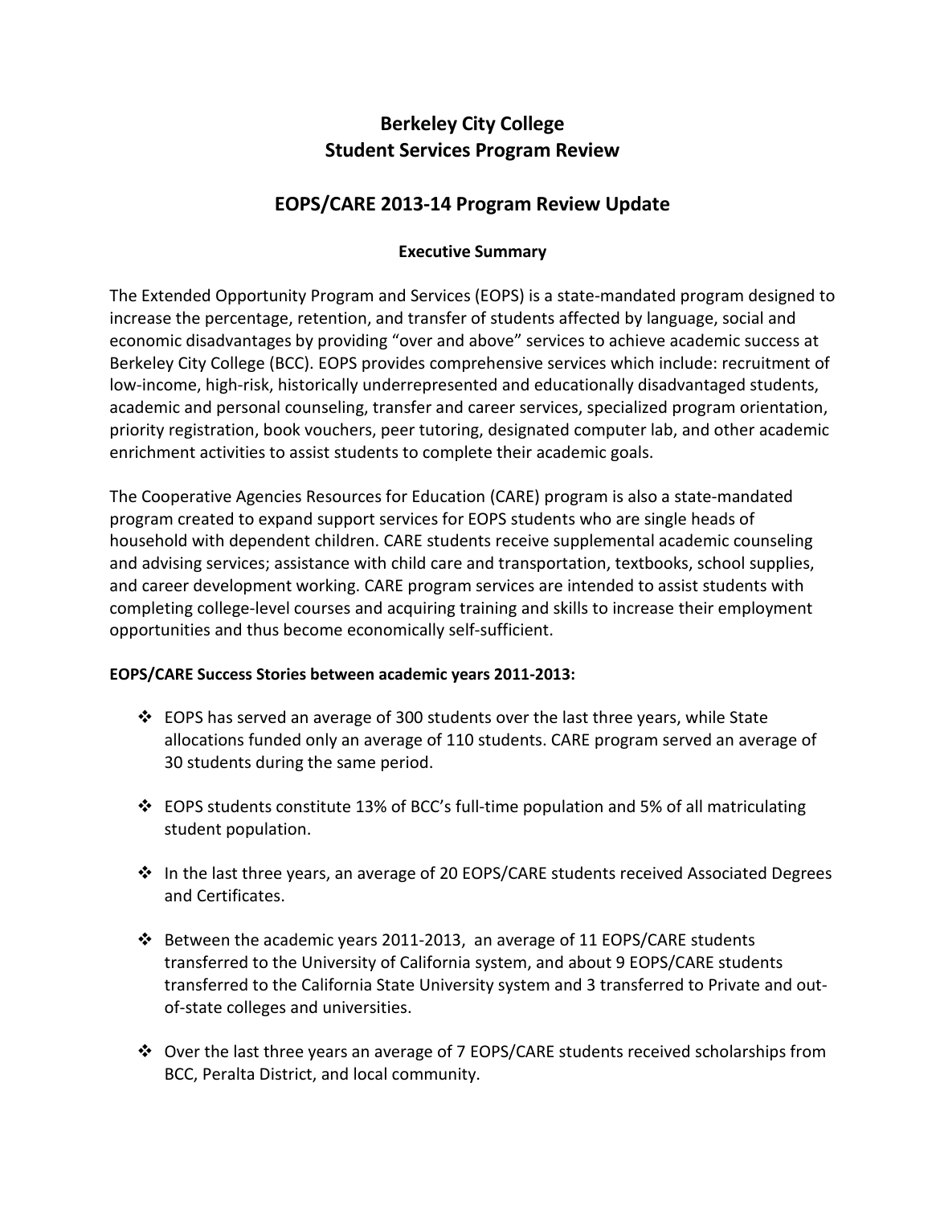# Berkeley City College
# Student Services Program Review

## EOPS/CARE 2013-14 Program Review Update

### Executive Summary

The Extended Opportunity Program and Services (EOPS) is a state-mandated program designed to increase the percentage, retention, and transfer of students affected by language, social and economic disadvantages by providing "over and above" services to achieve academic success at Berkeley City College (BCC). EOPS provides comprehensive services which include: recruitment of low-income, high-risk, historically underrepresented and educationally disadvantaged students, academic and personal counseling, transfer and career services, specialized program orientation, priority registration, book vouchers, peer tutoring, designated computer lab, and other academic enrichment activities to assist students to complete their academic goals.

The Cooperative Agencies Resources for Education (CARE) program is also a state-mandated program created to expand support services for EOPS students who are single heads of household with dependent children. CARE students receive supplemental academic counseling and advising services; assistance with child care and transportation, textbooks, school supplies, and career development working. CARE program services are intended to assist students with completing college-level courses and acquiring training and skills to increase their employment opportunities and thus become economically self-sufficient.

**EOPS/CARE Success Stories between academic years 2011-2013:**

- EOPS has served an average of 300 students over the last three years, while State allocations funded only an average of 110 students. CARE program served an average of 30 students during the same period.
- EOPS students constitute 13% of BCC's full-time population and 5% of all matriculating student population.
- In the last three years, an average of 20 EOPS/CARE students received Associated Degrees and Certificates.
- Between the academic years 2011-2013, an average of 11 EOPS/CARE students transferred to the University of California system, and about 9 EOPS/CARE students transferred to the California State University system and 3 transferred to Private and out-of-state colleges and universities.
- Over the last three years an average of 7 EOPS/CARE students received scholarships from BCC, Peralta District, and local community.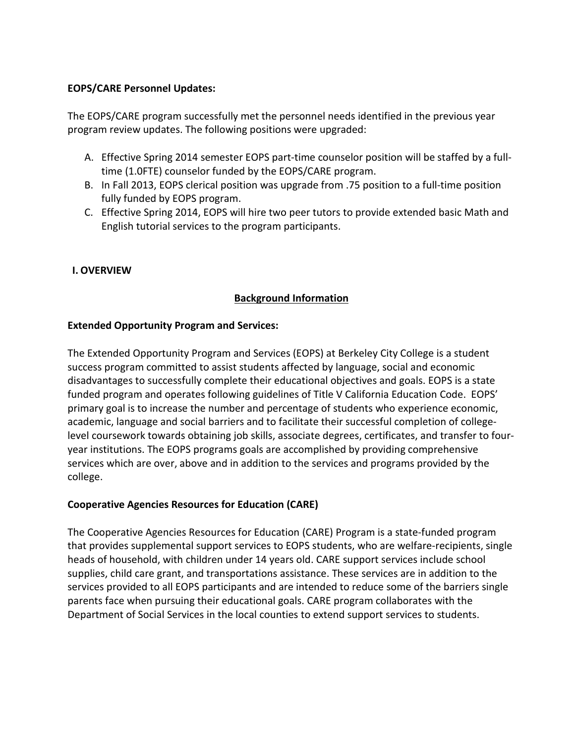**EOPS/CARE Personnel Updates:**

The EOPS/CARE program successfully met the personnel needs identified in the previous year program review updates. The following positions were upgraded:

A. Effective Spring 2014 semester EOPS part-time counselor position will be staffed by a full-time (1.0FTE) counselor funded by the EOPS/CARE program.
B. In Fall 2013, EOPS clerical position was upgrade from .75 position to a full-time position fully funded by EOPS program.
C. Effective Spring 2014, EOPS will hire two peer tutors to provide extended basic Math and English tutorial services to the program participants.

## I. OVERVIEW

### Background Information

**Extended Opportunity Program and Services:**

The Extended Opportunity Program and Services (EOPS) at Berkeley City College is a student success program committed to assist students affected by language, social and economic disadvantages to successfully complete their educational objectives and goals. EOPS is a state funded program and operates following guidelines of Title V California Education Code. EOPS' primary goal is to increase the number and percentage of students who experience economic, academic, language and social barriers and to facilitate their successful completion of college-level coursework towards obtaining job skills, associate degrees, certificates, and transfer to four-year institutions. The EOPS programs goals are accomplished by providing comprehensive services which are over, above and in addition to the services and programs provided by the college.

**Cooperative Agencies Resources for Education (CARE)**

The Cooperative Agencies Resources for Education (CARE) Program is a state-funded program that provides supplemental support services to EOPS students, who are welfare-recipients, single heads of household, with children under 14 years old. CARE support services include school supplies, child care grant, and transportations assistance. These services are in addition to the services provided to all EOPS participants and are intended to reduce some of the barriers single parents face when pursuing their educational goals. CARE program collaborates with the Department of Social Services in the local counties to extend support services to students.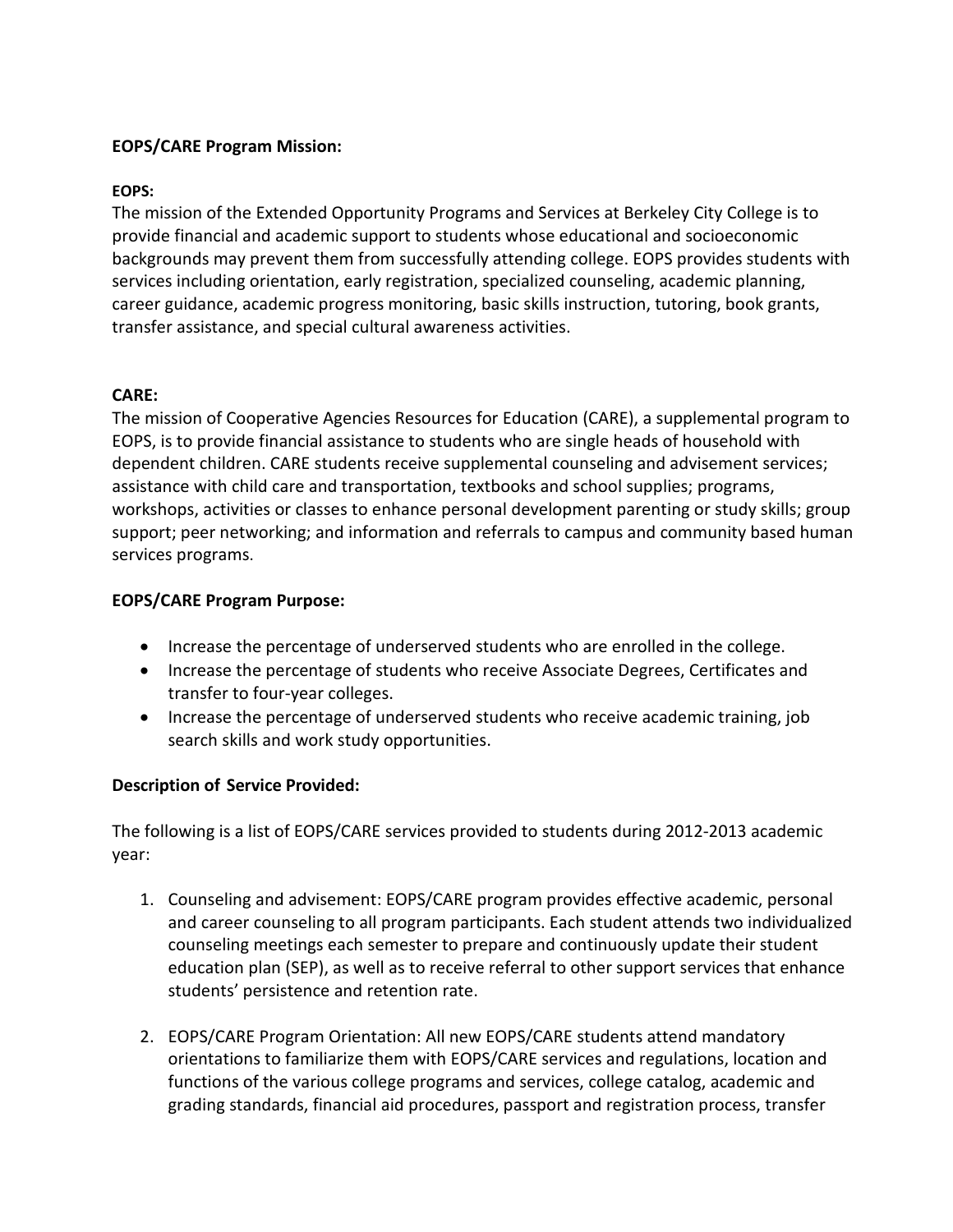**EOPS/CARE Program Mission:**

**EOPS:**
The mission of the Extended Opportunity Programs and Services at Berkeley City College is to provide financial and academic support to students whose educational and socioeconomic backgrounds may prevent them from successfully attending college. EOPS provides students with services including orientation, early registration, specialized counseling, academic planning, career guidance, academic progress monitoring, basic skills instruction, tutoring, book grants, transfer assistance, and special cultural awareness activities.

**CARE:**
The mission of Cooperative Agencies Resources for Education (CARE), a supplemental program to EOPS, is to provide financial assistance to students who are single heads of household with dependent children. CARE students receive supplemental counseling and advisement services; assistance with child care and transportation, textbooks and school supplies; programs, workshops, activities or classes to enhance personal development parenting or study skills; group support; peer networking; and information and referrals to campus and community based human services programs.

**EOPS/CARE Program Purpose:**

- Increase the percentage of underserved students who are enrolled in the college.
- Increase the percentage of students who receive Associate Degrees, Certificates and transfer to four-year colleges.
- Increase the percentage of underserved students who receive academic training, job search skills and work study opportunities.

**Description of Service Provided:**

The following is a list of EOPS/CARE services provided to students during 2012-2013 academic year:

1. Counseling and advisement: EOPS/CARE program provides effective academic, personal and career counseling to all program participants. Each student attends two individualized counseling meetings each semester to prepare and continuously update their student education plan (SEP), as well as to receive referral to other support services that enhance students' persistence and retention rate.

2. EOPS/CARE Program Orientation: All new EOPS/CARE students attend mandatory orientations to familiarize them with EOPS/CARE services and regulations, location and functions of the various college programs and services, college catalog, academic and grading standards, financial aid procedures, passport and registration process, transfer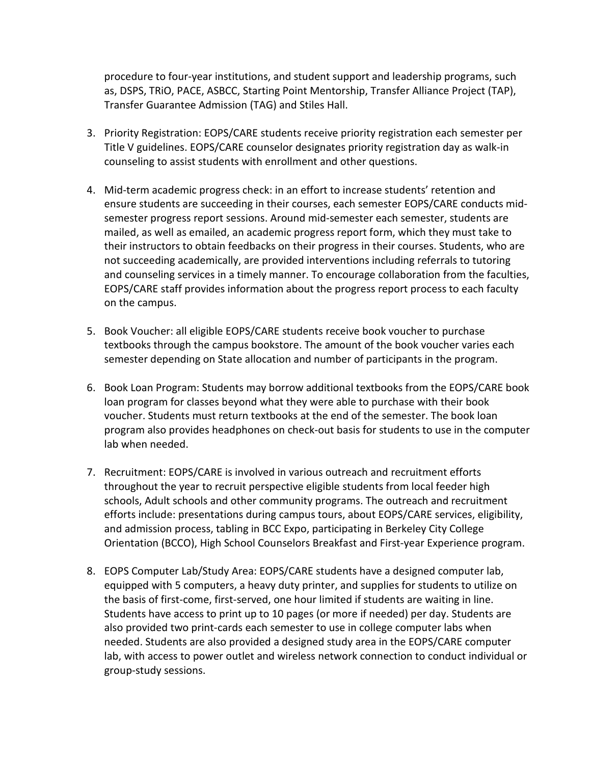procedure to four-year institutions, and student support and leadership programs, such as, DSPS, TRiO, PACE, ASBCC, Starting Point Mentorship, Transfer Alliance Project (TAP), Transfer Guarantee Admission (TAG) and Stiles Hall.

3. Priority Registration: EOPS/CARE students receive priority registration each semester per Title V guidelines. EOPS/CARE counselor designates priority registration day as walk-in counseling to assist students with enrollment and other questions.

4. Mid-term academic progress check: in an effort to increase students' retention and ensure students are succeeding in their courses, each semester EOPS/CARE conducts mid-semester progress report sessions. Around mid-semester each semester, students are mailed, as well as emailed, an academic progress report form, which they must take to their instructors to obtain feedbacks on their progress in their courses. Students, who are not succeeding academically, are provided interventions including referrals to tutoring and counseling services in a timely manner. To encourage collaboration from the faculties, EOPS/CARE staff provides information about the progress report process to each faculty on the campus.

5. Book Voucher: all eligible EOPS/CARE students receive book voucher to purchase textbooks through the campus bookstore. The amount of the book voucher varies each semester depending on State allocation and number of participants in the program.

6. Book Loan Program: Students may borrow additional textbooks from the EOPS/CARE book loan program for classes beyond what they were able to purchase with their book voucher. Students must return textbooks at the end of the semester. The book loan program also provides headphones on check-out basis for students to use in the computer lab when needed.

7. Recruitment: EOPS/CARE is involved in various outreach and recruitment efforts throughout the year to recruit perspective eligible students from local feeder high schools, Adult schools and other community programs. The outreach and recruitment efforts include: presentations during campus tours, about EOPS/CARE services, eligibility, and admission process, tabling in BCC Expo, participating in Berkeley City College Orientation (BCCO), High School Counselors Breakfast and First-year Experience program.

8. EOPS Computer Lab/Study Area: EOPS/CARE students have a designed computer lab, equipped with 5 computers, a heavy duty printer, and supplies for students to utilize on the basis of first-come, first-served, one hour limited if students are waiting in line. Students have access to print up to 10 pages (or more if needed) per day. Students are also provided two print-cards each semester to use in college computer labs when needed. Students are also provided a designed study area in the EOPS/CARE computer lab, with access to power outlet and wireless network connection to conduct individual or group-study sessions.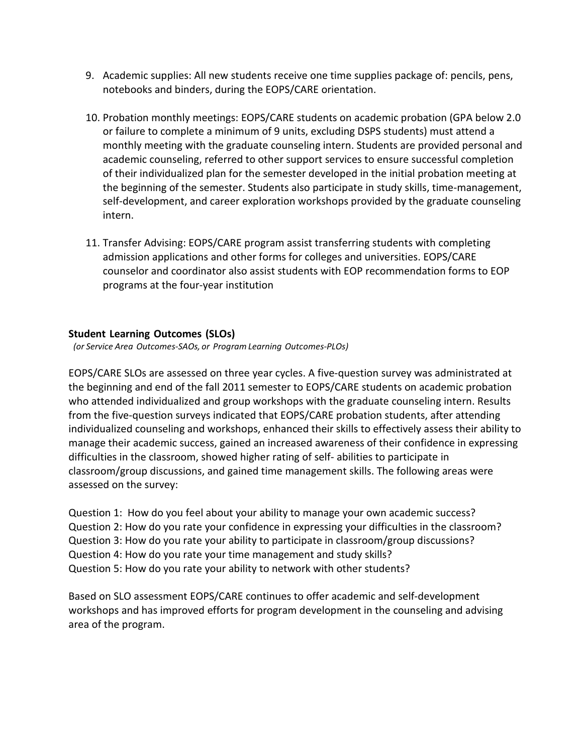9. Academic supplies: All new students receive one time supplies package of: pencils, pens, notebooks and binders, during the EOPS/CARE orientation.

10. Probation monthly meetings: EOPS/CARE students on academic probation (GPA below 2.0 or failure to complete a minimum of 9 units, excluding DSPS students) must attend a monthly meeting with the graduate counseling intern. Students are provided personal and academic counseling, referred to other support services to ensure successful completion of their individualized plan for the semester developed in the initial probation meeting at the beginning of the semester. Students also participate in study skills, time-management, self-development, and career exploration workshops provided by the graduate counseling intern.

11. Transfer Advising: EOPS/CARE program assist transferring students with completing admission applications and other forms for colleges and universities. EOPS/CARE counselor and coordinator also assist students with EOP recommendation forms to EOP programs at the four-year institution

**Student Learning Outcomes (SLOs)**

*(or Service Area Outcomes-SAOs, or Program Learning Outcomes-PLOs)*

EOPS/CARE SLOs are assessed on three year cycles. A five-question survey was administrated at the beginning and end of the fall 2011 semester to EOPS/CARE students on academic probation who attended individualized and group workshops with the graduate counseling intern. Results from the five-question surveys indicated that EOPS/CARE probation students, after attending individualized counseling and workshops, enhanced their skills to effectively assess their ability to manage their academic success, gained an increased awareness of their confidence in expressing difficulties in the classroom, showed higher rating of self- abilities to participate in classroom/group discussions, and gained time management skills. The following areas were assessed on the survey:

Question 1: How do you feel about your ability to manage your own academic success?
Question 2: How do you rate your confidence in expressing your difficulties in the classroom?
Question 3: How do you rate your ability to participate in classroom/group discussions?
Question 4: How do you rate your time management and study skills?
Question 5: How do you rate your ability to network with other students?

Based on SLO assessment EOPS/CARE continues to offer academic and self-development workshops and has improved efforts for program development in the counseling and advising area of the program.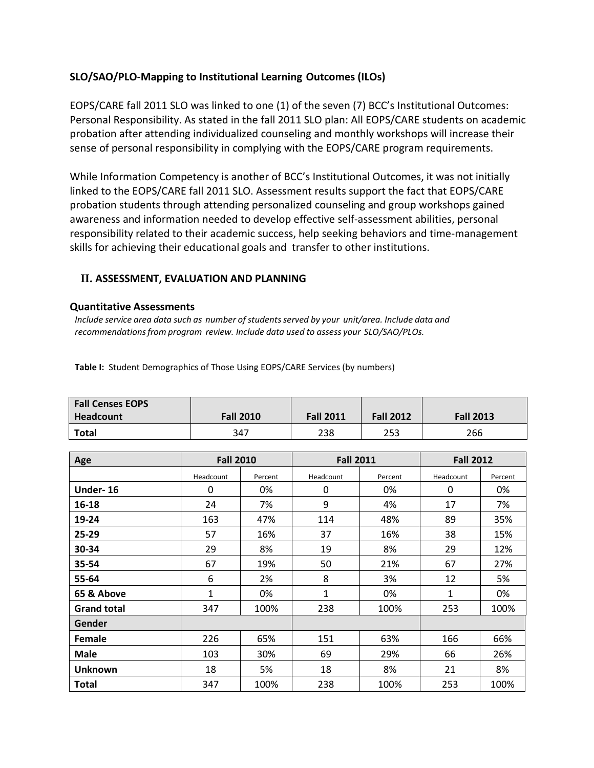**SLO/SAO/PLO-Mapping to Institutional Learning Outcomes (ILOs)**

EOPS/CARE fall 2011 SLO was linked to one (1) of the seven (7) BCC's Institutional Outcomes: Personal Responsibility. As stated in the fall 2011 SLO plan: All EOPS/CARE students on academic probation after attending individualized counseling and monthly workshops will increase their sense of personal responsibility in complying with the EOPS/CARE program requirements.

While Information Competency is another of BCC's Institutional Outcomes, it was not initially linked to the EOPS/CARE fall 2011 SLO. Assessment results support the fact that EOPS/CARE probation students through attending personalized counseling and group workshops gained awareness and information needed to develop effective self-assessment abilities, personal responsibility related to their academic success, help seeking behaviors and time-management skills for achieving their educational goals and transfer to other institutions.

## II. ASSESSMENT, EVALUATION AND PLANNING

### Quantitative Assessments

*Include service area data such as number of students served by your unit/area. Include data and recommendations from program review. Include data used to assess your SLO/SAO/PLOs.*

**Table I:** Student Demographics of Those Using EOPS/CARE Services (by numbers)

| Fall Censes EOPS Headcount | Fall 2010 | Fall 2011 | Fall 2012 | Fall 2013 |
|---|---|---|---|---|
| **Total** | 347 | 238 | 253 | 266 |

| Age | Fall 2010 | | Fall 2011 | | Fall 2012 | |
|---|---|---|---|---|---|---|
| | Headcount | Percent | Headcount | Percent | Headcount | Percent |
| **Under- 16** | 0 | 0% | 0 | 0% | 0 | 0% |
| **16-18** | 24 | 7% | 9 | 4% | 17 | 7% |
| **19-24** | 163 | 47% | 114 | 48% | 89 | 35% |
| **25-29** | 57 | 16% | 37 | 16% | 38 | 15% |
| **30-34** | 29 | 8% | 19 | 8% | 29 | 12% |
| **35-54** | 67 | 19% | 50 | 21% | 67 | 27% |
| **55-64** | 6 | 2% | 8 | 3% | 12 | 5% |
| **65 & Above** | 1 | 0% | 1 | 0% | 1 | 0% |
| **Grand total** | 347 | 100% | 238 | 100% | 253 | 100% |
| **Gender** | | | | | | |
| **Female** | 226 | 65% | 151 | 63% | 166 | 66% |
| **Male** | 103 | 30% | 69 | 29% | 66 | 26% |
| **Unknown** | 18 | 5% | 18 | 8% | 21 | 8% |
| **Total** | 347 | 100% | 238 | 100% | 253 | 100% |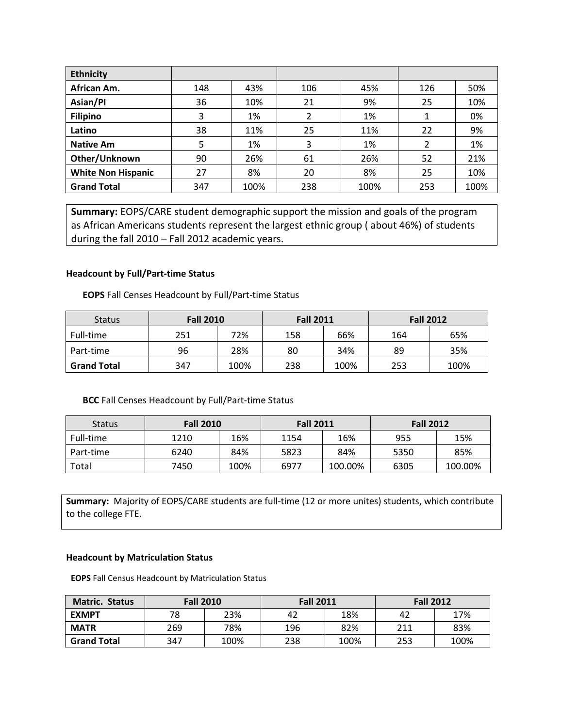| Ethnicity | | | | | | |
|---|---|---|---|---|---|---|
| **African Am.** | 148 | 43% | 106 | 45% | 126 | 50% |
| **Asian/PI** | 36 | 10% | 21 | 9% | 25 | 10% |
| **Filipino** | 3 | 1% | 2 | 1% | 1 | 0% |
| **Latino** | 38 | 11% | 25 | 11% | 22 | 9% |
| **Native Am** | 5 | 1% | 3 | 1% | 2 | 1% |
| **Other/Unknown** | 90 | 26% | 61 | 26% | 52 | 21% |
| **White Non Hispanic** | 27 | 8% | 20 | 8% | 25 | 10% |
| **Grand Total** | 347 | 100% | 238 | 100% | 253 | 100% |

**Summary:** EOPS/CARE student demographic support the mission and goals of the program as African Americans students represent the largest ethnic group ( about 46%) of students during the fall 2010 – Fall 2012 academic years.

#### Headcount by Full/Part-time Status

**EOPS** Fall Censes Headcount by Full/Part-time Status

| Status | **Fall 2010** | | **Fall 2011** | | **Fall 2012** | |
|---|---|---|---|---|---|---|
| Full-time | 251 | 72% | 158 | 66% | 164 | 65% |
| Part-time | 96 | 28% | 80 | 34% | 89 | 35% |
| **Grand Total** | 347 | 100% | 238 | 100% | 253 | 100% |

**BCC** Fall Censes Headcount by Full/Part-time Status

| Status | **Fall 2010** | | **Fall 2011** | | **Fall 2012** | |
|---|---|---|---|---|---|---|
| Full-time | 1210 | 16% | 1154 | 16% | 955 | 15% |
| Part-time | 6240 | 84% | 5823 | 84% | 5350 | 85% |
| Total | 7450 | 100% | 6977 | 100.00% | 6305 | 100.00% |

**Summary:** Majority of EOPS/CARE students are full-time (12 or more unites) students, which contribute to the college FTE.

#### Headcount by Matriculation Status

**EOPS** Fall Census Headcount by Matriculation Status

| Matric. Status | Fall 2010 | | Fall 2011 | | Fall 2012 | |
|---|---|---|---|---|---|---|
| **EXMPT** | 78 | 23% | 42 | 18% | 42 | 17% |
| **MATR** | 269 | 78% | 196 | 82% | 211 | 83% |
| **Grand Total** | 347 | 100% | 238 | 100% | 253 | 100% |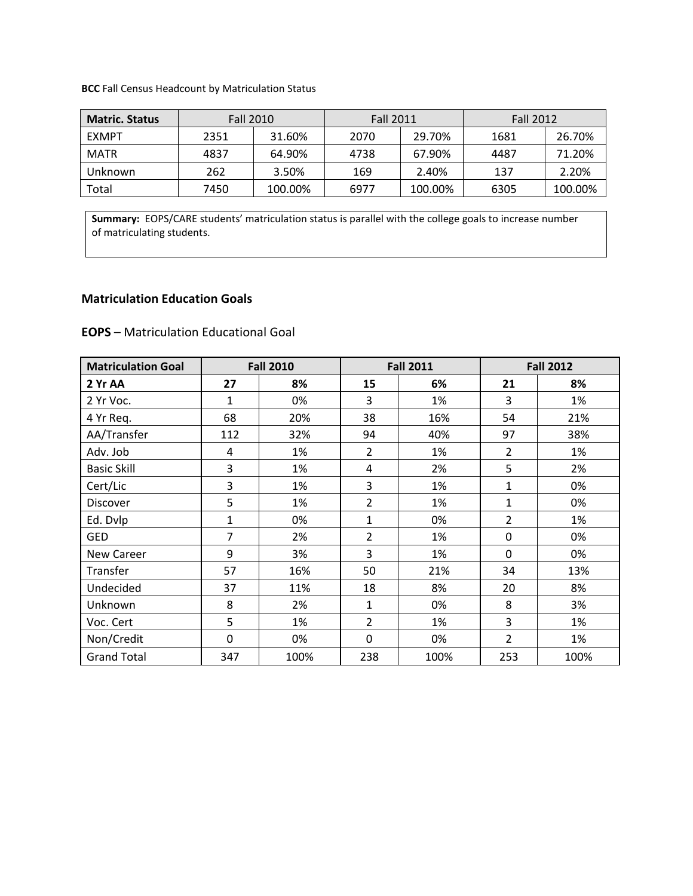**BCC** Fall Census Headcount by Matriculation Status

| Matric. Status | Fall 2010 | | Fall 2011 | | Fall 2012 | |
|---|---|---|---|---|---|---|
| EXMPT | 2351 | 31.60% | 2070 | 29.70% | 1681 | 26.70% |
| MATR | 4837 | 64.90% | 4738 | 67.90% | 4487 | 71.20% |
| Unknown | 262 | 3.50% | 169 | 2.40% | 137 | 2.20% |
| Total | 7450 | 100.00% | 6977 | 100.00% | 6305 | 100.00% |

**Summary:** EOPS/CARE students' matriculation status is parallel with the college goals to increase number of matriculating students.

### Matriculation Education Goals

**EOPS** – Matriculation Educational Goal

| Matriculation Goal | Fall 2010 | | Fall 2011 | | Fall 2012 | |
|---|---|---|---|---|---|---|
| **2 Yr AA** | **27** | **8%** | **15** | **6%** | **21** | **8%** |
| 2 Yr Voc. | 1 | 0% | 3 | 1% | 3 | 1% |
| 4 Yr Req. | 68 | 20% | 38 | 16% | 54 | 21% |
| AA/Transfer | 112 | 32% | 94 | 40% | 97 | 38% |
| Adv. Job | 4 | 1% | 2 | 1% | 2 | 1% |
| Basic Skill | 3 | 1% | 4 | 2% | 5 | 2% |
| Cert/Lic | 3 | 1% | 3 | 1% | 1 | 0% |
| Discover | 5 | 1% | 2 | 1% | 1 | 0% |
| Ed. Dvlp | 1 | 0% | 1 | 0% | 2 | 1% |
| GED | 7 | 2% | 2 | 1% | 0 | 0% |
| New Career | 9 | 3% | 3 | 1% | 0 | 0% |
| Transfer | 57 | 16% | 50 | 21% | 34 | 13% |
| Undecided | 37 | 11% | 18 | 8% | 20 | 8% |
| Unknown | 8 | 2% | 1 | 0% | 8 | 3% |
| Voc. Cert | 5 | 1% | 2 | 1% | 3 | 1% |
| Non/Credit | 0 | 0% | 0 | 0% | 2 | 1% |
| Grand Total | 347 | 100% | 238 | 100% | 253 | 100% |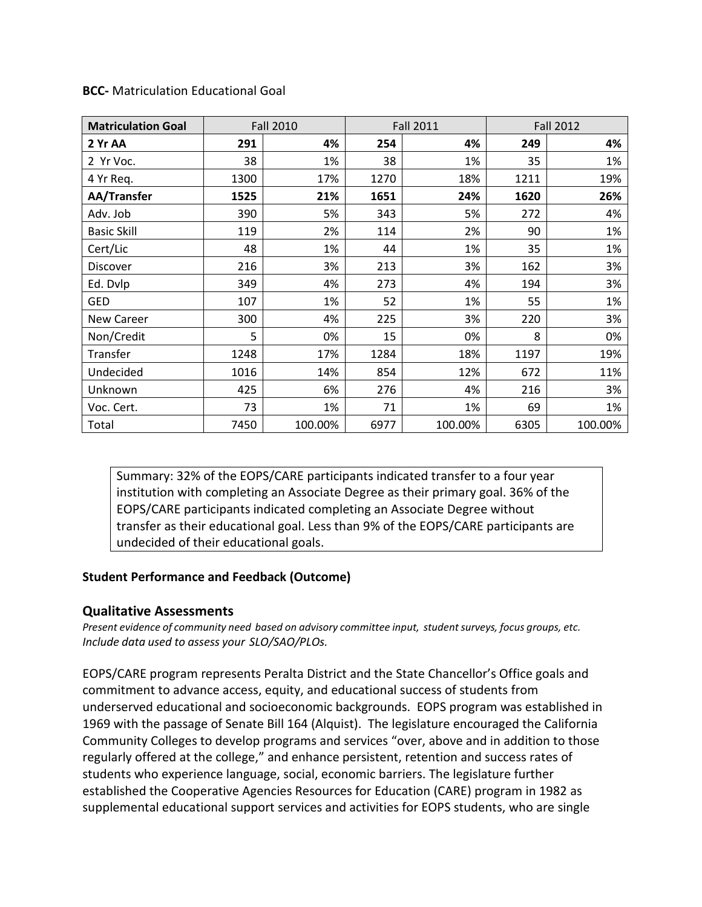**BCC-** Matriculation Educational Goal

| Matriculation Goal | Fall 2010 | | Fall 2011 | | Fall 2012 | |
|---|---|---|---|---|---|---|
| **2 Yr AA** | **291** | **4%** | **254** | **4%** | **249** | **4%** |
| 2 Yr Voc. | 38 | 1% | 38 | 1% | 35 | 1% |
| 4 Yr Req. | 1300 | 17% | 1270 | 18% | 1211 | 19% |
| **AA/Transfer** | **1525** | **21%** | **1651** | **24%** | **1620** | **26%** |
| Adv. Job | 390 | 5% | 343 | 5% | 272 | 4% |
| Basic Skill | 119 | 2% | 114 | 2% | 90 | 1% |
| Cert/Lic | 48 | 1% | 44 | 1% | 35 | 1% |
| Discover | 216 | 3% | 213 | 3% | 162 | 3% |
| Ed. Dvlp | 349 | 4% | 273 | 4% | 194 | 3% |
| GED | 107 | 1% | 52 | 1% | 55 | 1% |
| New Career | 300 | 4% | 225 | 3% | 220 | 3% |
| Non/Credit | 5 | 0% | 15 | 0% | 8 | 0% |
| Transfer | 1248 | 17% | 1284 | 18% | 1197 | 19% |
| Undecided | 1016 | 14% | 854 | 12% | 672 | 11% |
| Unknown | 425 | 6% | 276 | 4% | 216 | 3% |
| Voc. Cert. | 73 | 1% | 71 | 1% | 69 | 1% |
| Total | 7450 | 100.00% | 6977 | 100.00% | 6305 | 100.00% |

Summary: 32% of the EOPS/CARE participants indicated transfer to a four year institution with completing an Associate Degree as their primary goal. 36% of the EOPS/CARE participants indicated completing an Associate Degree without transfer as their educational goal. Less than 9% of the EOPS/CARE participants are undecided of their educational goals.

**Student Performance and Feedback (Outcome)**

### Qualitative Assessments

*Present evidence of community need based on advisory committee input, student surveys, focus groups, etc. Include data used to assess your SLO/SAO/PLOs.*

EOPS/CARE program represents Peralta District and the State Chancellor's Office goals and commitment to advance access, equity, and educational success of students from underserved educational and socioeconomic backgrounds. EOPS program was established in 1969 with the passage of Senate Bill 164 (Alquist). The legislature encouraged the California Community Colleges to develop programs and services "over, above and in addition to those regularly offered at the college," and enhance persistent, retention and success rates of students who experience language, social, economic barriers. The legislature further established the Cooperative Agencies Resources for Education (CARE) program in 1982 as supplemental educational support services and activities for EOPS students, who are single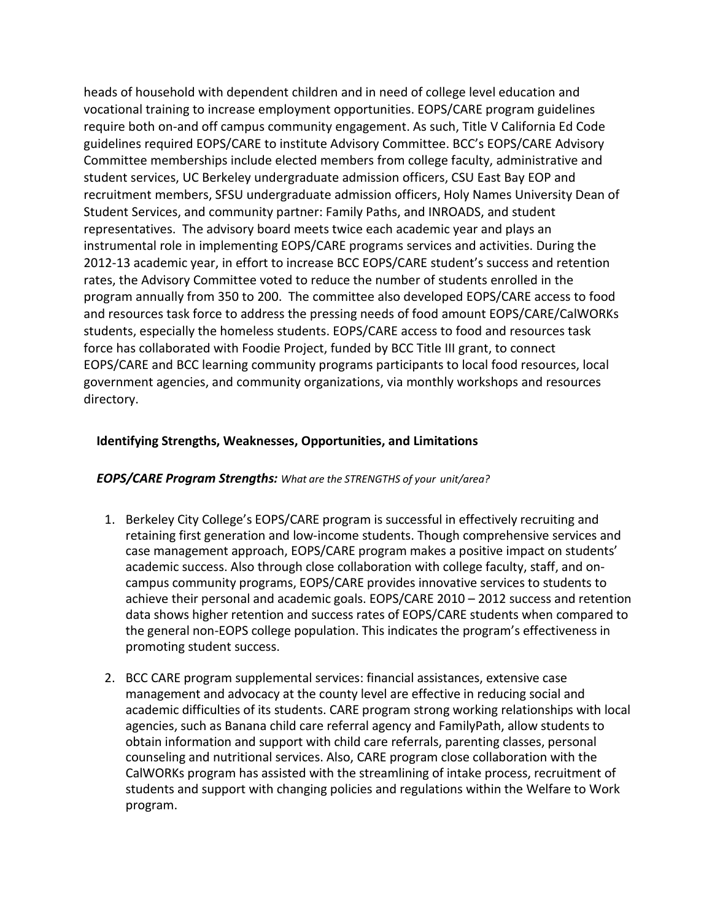heads of household with dependent children and in need of college level education and vocational training to increase employment opportunities. EOPS/CARE program guidelines require both on-and off campus community engagement. As such, Title V California Ed Code guidelines required EOPS/CARE to institute Advisory Committee. BCC's EOPS/CARE Advisory Committee memberships include elected members from college faculty, administrative and student services, UC Berkeley undergraduate admission officers, CSU East Bay EOP and recruitment members, SFSU undergraduate admission officers, Holy Names University Dean of Student Services, and community partner: Family Paths, and INROADS, and student representatives. The advisory board meets twice each academic year and plays an instrumental role in implementing EOPS/CARE programs services and activities. During the 2012-13 academic year, in effort to increase BCC EOPS/CARE student's success and retention rates, the Advisory Committee voted to reduce the number of students enrolled in the program annually from 350 to 200. The committee also developed EOPS/CARE access to food and resources task force to address the pressing needs of food amount EOPS/CARE/CalWORKs students, especially the homeless students. EOPS/CARE access to food and resources task force has collaborated with Foodie Project, funded by BCC Title III grant, to connect EOPS/CARE and BCC learning community programs participants to local food resources, local government agencies, and community organizations, via monthly workshops and resources directory.

**Identifying Strengths, Weaknesses, Opportunities, and Limitations**

***EOPS/CARE Program Strengths:*** *What are the STRENGTHS of your unit/area?*

1. Berkeley City College's EOPS/CARE program is successful in effectively recruiting and retaining first generation and low-income students. Though comprehensive services and case management approach, EOPS/CARE program makes a positive impact on students' academic success. Also through close collaboration with college faculty, staff, and on-campus community programs, EOPS/CARE provides innovative services to students to achieve their personal and academic goals. EOPS/CARE 2010 – 2012 success and retention data shows higher retention and success rates of EOPS/CARE students when compared to the general non-EOPS college population. This indicates the program's effectiveness in promoting student success.

2. BCC CARE program supplemental services: financial assistances, extensive case management and advocacy at the county level are effective in reducing social and academic difficulties of its students. CARE program strong working relationships with local agencies, such as Banana child care referral agency and FamilyPath, allow students to obtain information and support with child care referrals, parenting classes, personal counseling and nutritional services. Also, CARE program close collaboration with the CalWORKs program has assisted with the streamlining of intake process, recruitment of students and support with changing policies and regulations within the Welfare to Work program.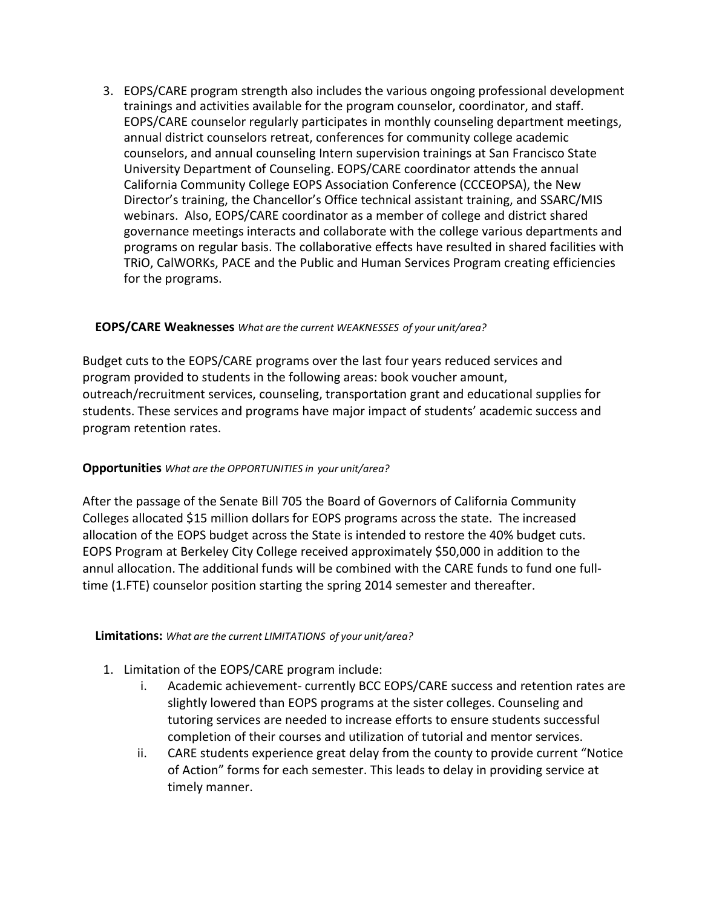3. EOPS/CARE program strength also includes the various ongoing professional development trainings and activities available for the program counselor, coordinator, and staff. EOPS/CARE counselor regularly participates in monthly counseling department meetings, annual district counselors retreat, conferences for community college academic counselors, and annual counseling Intern supervision trainings at San Francisco State University Department of Counseling. EOPS/CARE coordinator attends the annual California Community College EOPS Association Conference (CCCEOPSA), the New Director's training, the Chancellor's Office technical assistant training, and SSARC/MIS webinars. Also, EOPS/CARE coordinator as a member of college and district shared governance meetings interacts and collaborate with the college various departments and programs on regular basis. The collaborative effects have resulted in shared facilities with TRiO, CalWORKs, PACE and the Public and Human Services Program creating efficiencies for the programs.

**EOPS/CARE Weaknesses** *What are the current WEAKNESSES of your unit/area?*

Budget cuts to the EOPS/CARE programs over the last four years reduced services and program provided to students in the following areas: book voucher amount, outreach/recruitment services, counseling, transportation grant and educational supplies for students. These services and programs have major impact of students' academic success and program retention rates.

**Opportunities** *What are the OPPORTUNITIES in your unit/area?*

After the passage of the Senate Bill 705 the Board of Governors of California Community Colleges allocated $15 million dollars for EOPS programs across the state. The increased allocation of the EOPS budget across the State is intended to restore the 40% budget cuts. EOPS Program at Berkeley City College received approximately $50,000 in addition to the annul allocation. The additional funds will be combined with the CARE funds to fund one full-time (1.FTE) counselor position starting the spring 2014 semester and thereafter.

**Limitations:** *What are the current LIMITATIONS of your unit/area?*

1. Limitation of the EOPS/CARE program include:
   i. Academic achievement- currently BCC EOPS/CARE success and retention rates are slightly lowered than EOPS programs at the sister colleges. Counseling and tutoring services are needed to increase efforts to ensure students successful completion of their courses and utilization of tutorial and mentor services.
   ii. CARE students experience great delay from the county to provide current "Notice of Action" forms for each semester. This leads to delay in providing service at timely manner.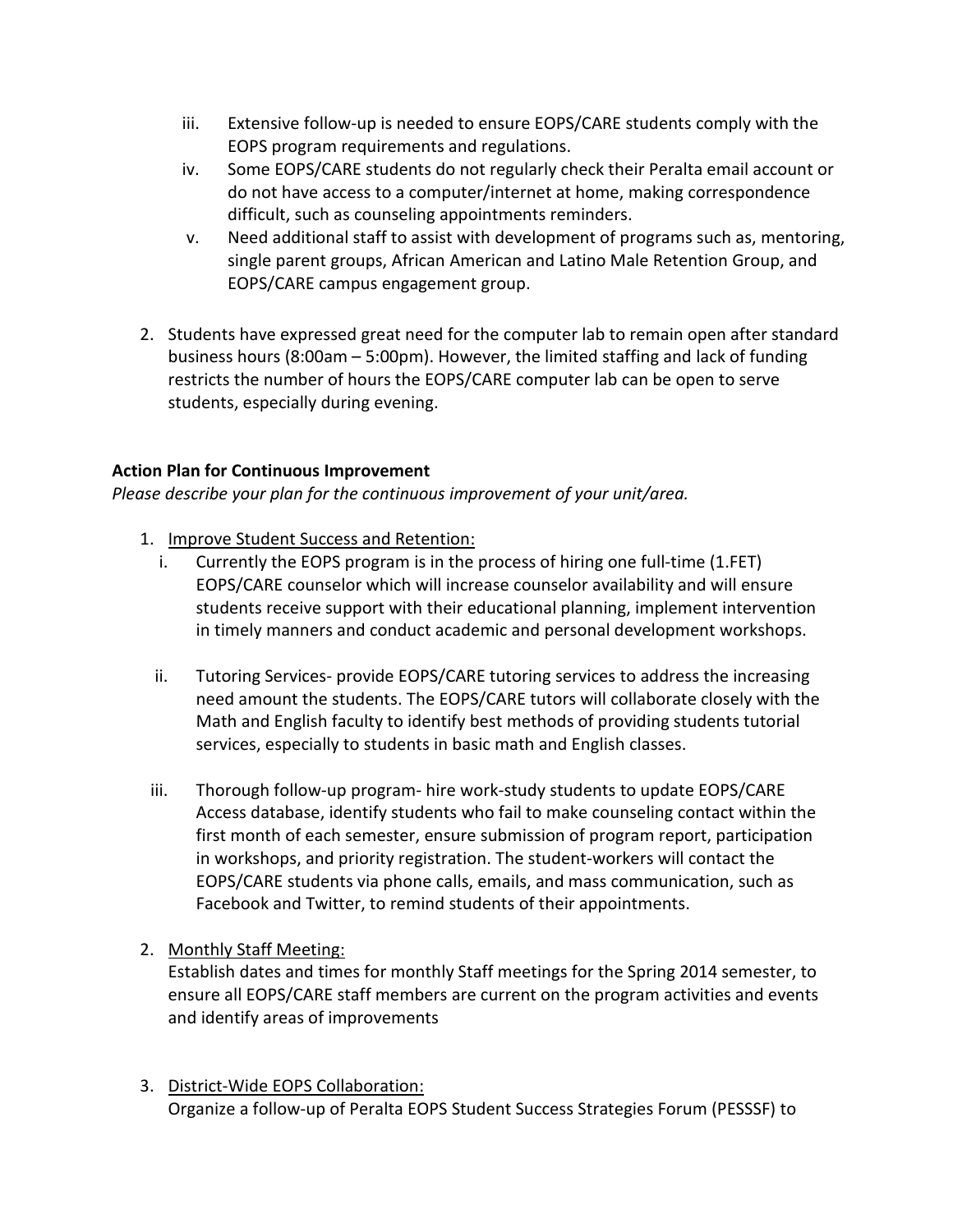iii. Extensive follow-up is needed to ensure EOPS/CARE students comply with the EOPS program requirements and regulations.
iv. Some EOPS/CARE students do not regularly check their Peralta email account or do not have access to a computer/internet at home, making correspondence difficult, such as counseling appointments reminders.
v. Need additional staff to assist with development of programs such as, mentoring, single parent groups, African American and Latino Male Retention Group, and EOPS/CARE campus engagement group.

2. Students have expressed great need for the computer lab to remain open after standard business hours (8:00am – 5:00pm). However, the limited staffing and lack of funding restricts the number of hours the EOPS/CARE computer lab can be open to serve students, especially during evening.

**Action Plan for Continuous Improvement**

*Please describe your plan for the continuous improvement of your unit/area.*

1. Improve Student Success and Retention:
   i. Currently the EOPS program is in the process of hiring one full-time (1.FET) EOPS/CARE counselor which will increase counselor availability and will ensure students receive support with their educational planning, implement intervention in timely manners and conduct academic and personal development workshops.

   ii. Tutoring Services- provide EOPS/CARE tutoring services to address the increasing need amount the students. The EOPS/CARE tutors will collaborate closely with the Math and English faculty to identify best methods of providing students tutorial services, especially to students in basic math and English classes.

   iii. Thorough follow-up program- hire work-study students to update EOPS/CARE Access database, identify students who fail to make counseling contact within the first month of each semester, ensure submission of program report, participation in workshops, and priority registration. The student-workers will contact the EOPS/CARE students via phone calls, emails, and mass communication, such as Facebook and Twitter, to remind students of their appointments.

2. Monthly Staff Meeting:
   Establish dates and times for monthly Staff meetings for the Spring 2014 semester, to ensure all EOPS/CARE staff members are current on the program activities and events and identify areas of improvements

3. District-Wide EOPS Collaboration:
   Organize a follow-up of Peralta EOPS Student Success Strategies Forum (PESSSF) to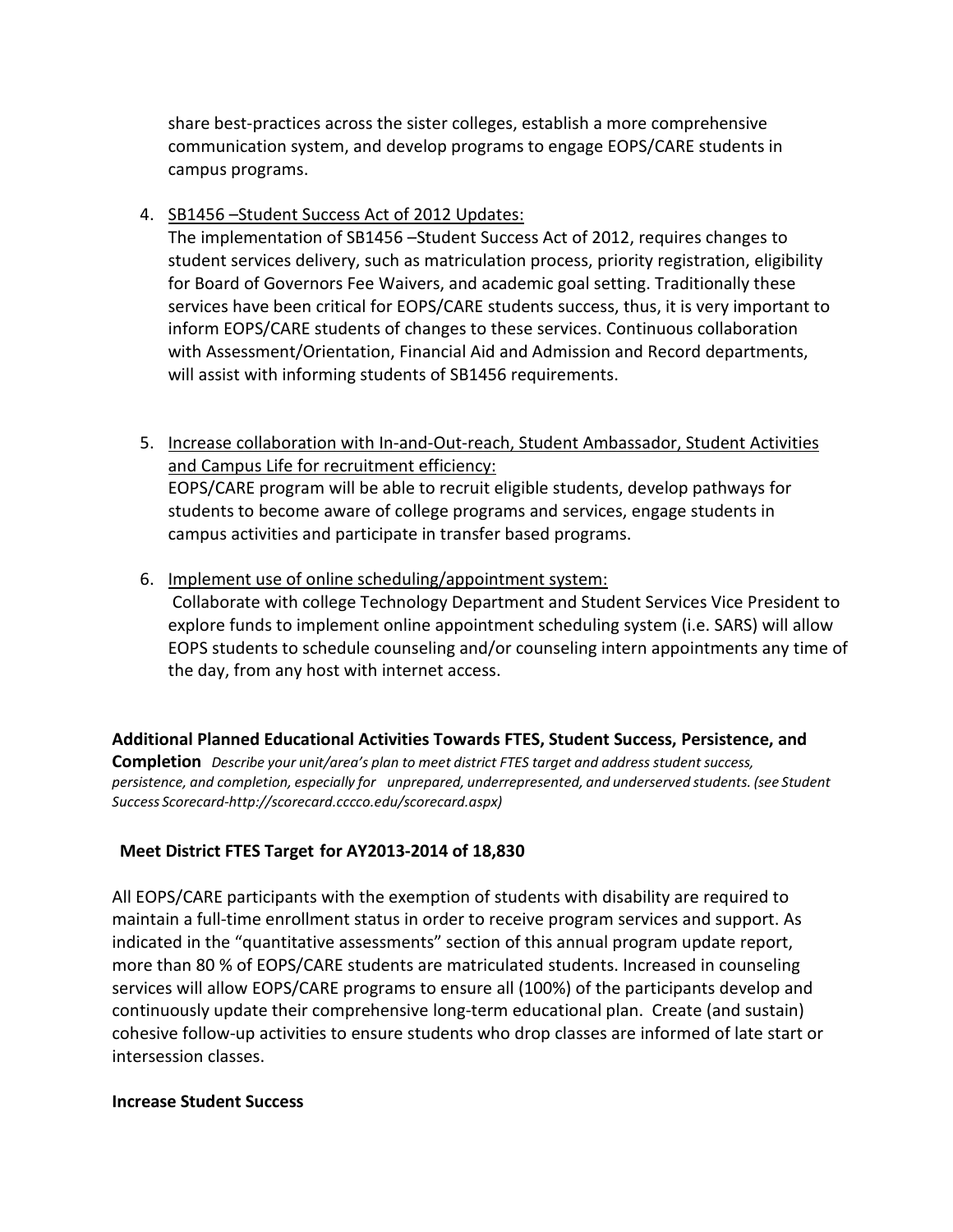share best-practices across the sister colleges, establish a more comprehensive communication system, and develop programs to engage EOPS/CARE students in campus programs.

4. SB1456 –Student Success Act of 2012 Updates:
   The implementation of SB1456 –Student Success Act of 2012, requires changes to student services delivery, such as matriculation process, priority registration, eligibility for Board of Governors Fee Waivers, and academic goal setting. Traditionally these services have been critical for EOPS/CARE students success, thus, it is very important to inform EOPS/CARE students of changes to these services. Continuous collaboration with Assessment/Orientation, Financial Aid and Admission and Record departments, will assist with informing students of SB1456 requirements.

5. Increase collaboration with In-and-Out-reach, Student Ambassador, Student Activities and Campus Life for recruitment efficiency:
   EOPS/CARE program will be able to recruit eligible students, develop pathways for students to become aware of college programs and services, engage students in campus activities and participate in transfer based programs.

6. Implement use of online scheduling/appointment system:
   Collaborate with college Technology Department and Student Services Vice President to explore funds to implement online appointment scheduling system (i.e. SARS) will allow EOPS students to schedule counseling and/or counseling intern appointments any time of the day, from any host with internet access.

**Additional Planned Educational Activities Towards FTES, Student Success, Persistence, and Completion** *Describe your unit/area's plan to meet district FTES target and address student success, persistence, and completion, especially for unprepared, underrepresented, and underserved students. (see Student Success Scorecard-http://scorecard.cccco.edu/scorecard.aspx)*

**Meet District FTES Target for AY2013-2014 of 18,830**

All EOPS/CARE participants with the exemption of students with disability are required to maintain a full-time enrollment status in order to receive program services and support. As indicated in the "quantitative assessments" section of this annual program update report, more than 80 % of EOPS/CARE students are matriculated students. Increased in counseling services will allow EOPS/CARE programs to ensure all (100%) of the participants develop and continuously update their comprehensive long-term educational plan. Create (and sustain) cohesive follow-up activities to ensure students who drop classes are informed of late start or intersession classes.

**Increase Student Success**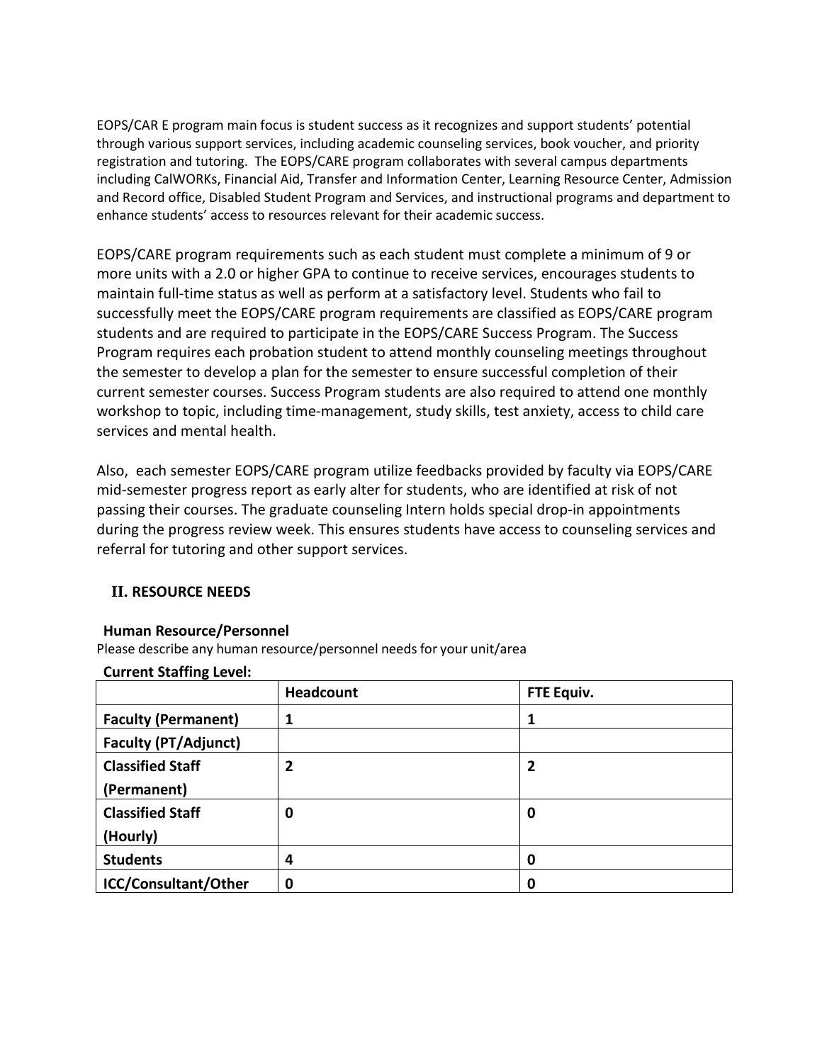EOPS/CAR E program main focus is student success as it recognizes and support students' potential through various support services, including academic counseling services, book voucher, and priority registration and tutoring. The EOPS/CARE program collaborates with several campus departments including CalWORKs, Financial Aid, Transfer and Information Center, Learning Resource Center, Admission and Record office, Disabled Student Program and Services, and instructional programs and department to enhance students' access to resources relevant for their academic success.

EOPS/CARE program requirements such as each student must complete a minimum of 9 or more units with a 2.0 or higher GPA to continue to receive services, encourages students to maintain full-time status as well as perform at a satisfactory level. Students who fail to successfully meet the EOPS/CARE program requirements are classified as EOPS/CARE program students and are required to participate in the EOPS/CARE Success Program. The Success Program requires each probation student to attend monthly counseling meetings throughout the semester to develop a plan for the semester to ensure successful completion of their current semester courses. Success Program students are also required to attend one monthly workshop to topic, including time-management, study skills, test anxiety, access to child care services and mental health.

Also, each semester EOPS/CARE program utilize feedbacks provided by faculty via EOPS/CARE mid-semester progress report as early alter for students, who are identified at risk of not passing their courses. The graduate counseling Intern holds special drop-in appointments during the progress review week. This ensures students have access to counseling services and referral for tutoring and other support services.

## II. RESOURCE NEEDS

### Human Resource/Personnel

Please describe any human resource/personnel needs for your unit/area

**Current Staffing Level:**

| | Headcount | FTE Equiv. |
|---|---|---|
| **Faculty (Permanent)** | **1** | **1** |
| **Faculty (PT/Adjunct)** | | |
| **Classified Staff (Permanent)** | **2** | **2** |
| **Classified Staff (Hourly)** | **0** | **0** |
| **Students** | **4** | **0** |
| **ICC/Consultant/Other** | **0** | **0** |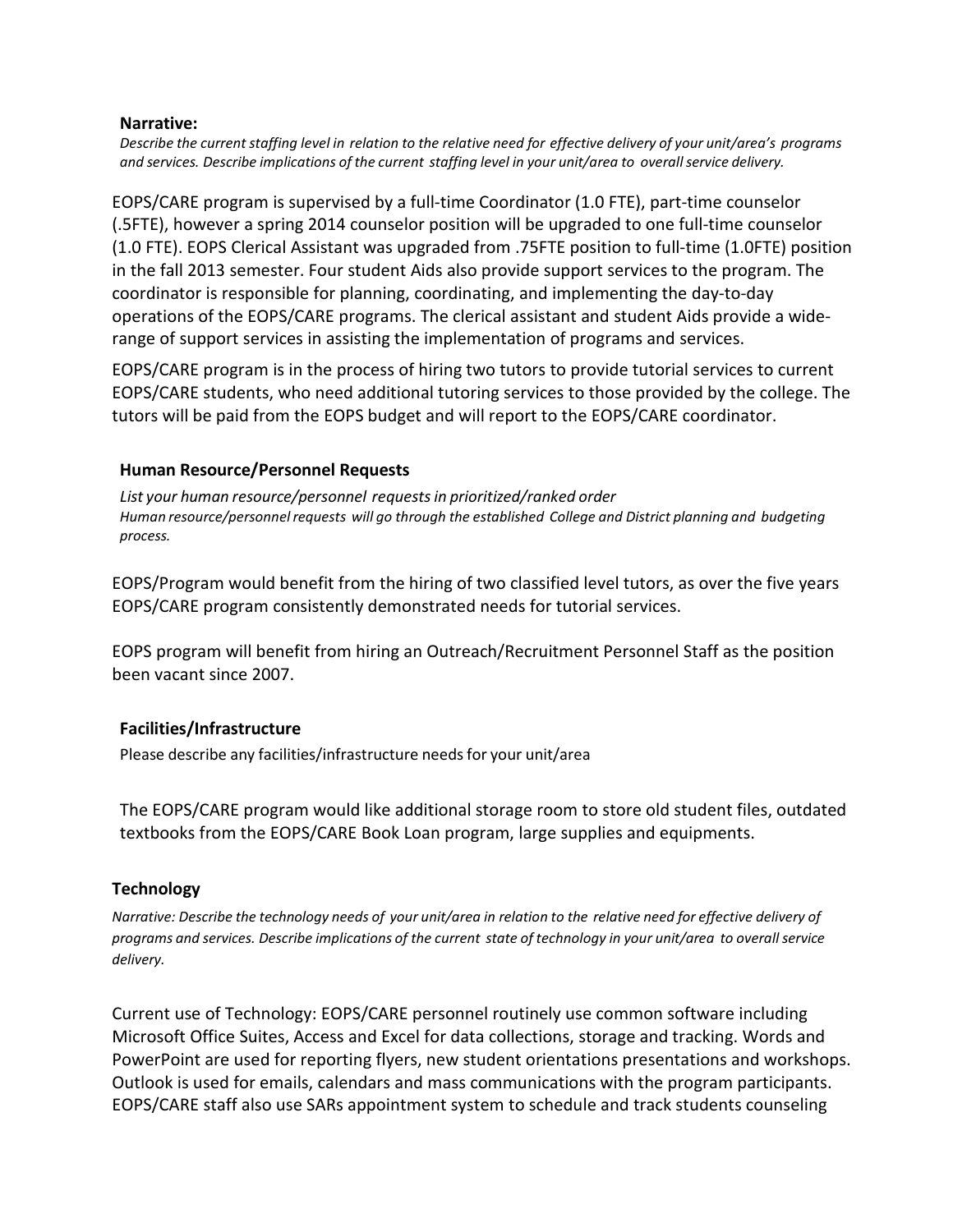**Narrative:**

*Describe the current staffing level in relation to the relative need for effective delivery of your unit/area's programs and services. Describe implications of the current staffing level in your unit/area to overall service delivery.*

EOPS/CARE program is supervised by a full-time Coordinator (1.0 FTE), part-time counselor (.5FTE), however a spring 2014 counselor position will be upgraded to one full-time counselor (1.0 FTE). EOPS Clerical Assistant was upgraded from .75FTE position to full-time (1.0FTE) position in the fall 2013 semester. Four student Aids also provide support services to the program. The coordinator is responsible for planning, coordinating, and implementing the day-to-day operations of the EOPS/CARE programs. The clerical assistant and student Aids provide a wide-range of support services in assisting the implementation of programs and services.

EOPS/CARE program is in the process of hiring two tutors to provide tutorial services to current EOPS/CARE students, who need additional tutoring services to those provided by the college. The tutors will be paid from the EOPS budget and will report to the EOPS/CARE coordinator.

**Human Resource/Personnel Requests**

*List your human resource/personnel requests in prioritized/ranked order*
*Human resource/personnel requests will go through the established College and District planning and budgeting process.*

EOPS/Program would benefit from the hiring of two classified level tutors, as over the five years EOPS/CARE program consistently demonstrated needs for tutorial services.

EOPS program will benefit from hiring an Outreach/Recruitment Personnel Staff as the position been vacant since 2007.

**Facilities/Infrastructure**

Please describe any facilities/infrastructure needs for your unit/area

The EOPS/CARE program would like additional storage room to store old student files, outdated textbooks from the EOPS/CARE Book Loan program, large supplies and equipments.

**Technology**

*Narrative: Describe the technology needs of your unit/area in relation to the relative need for effective delivery of programs and services. Describe implications of the current state of technology in your unit/area to overall service delivery.*

Current use of Technology: EOPS/CARE personnel routinely use common software including Microsoft Office Suites, Access and Excel for data collections, storage and tracking. Words and PowerPoint are used for reporting flyers, new student orientations presentations and workshops. Outlook is used for emails, calendars and mass communications with the program participants. EOPS/CARE staff also use SARs appointment system to schedule and track students counseling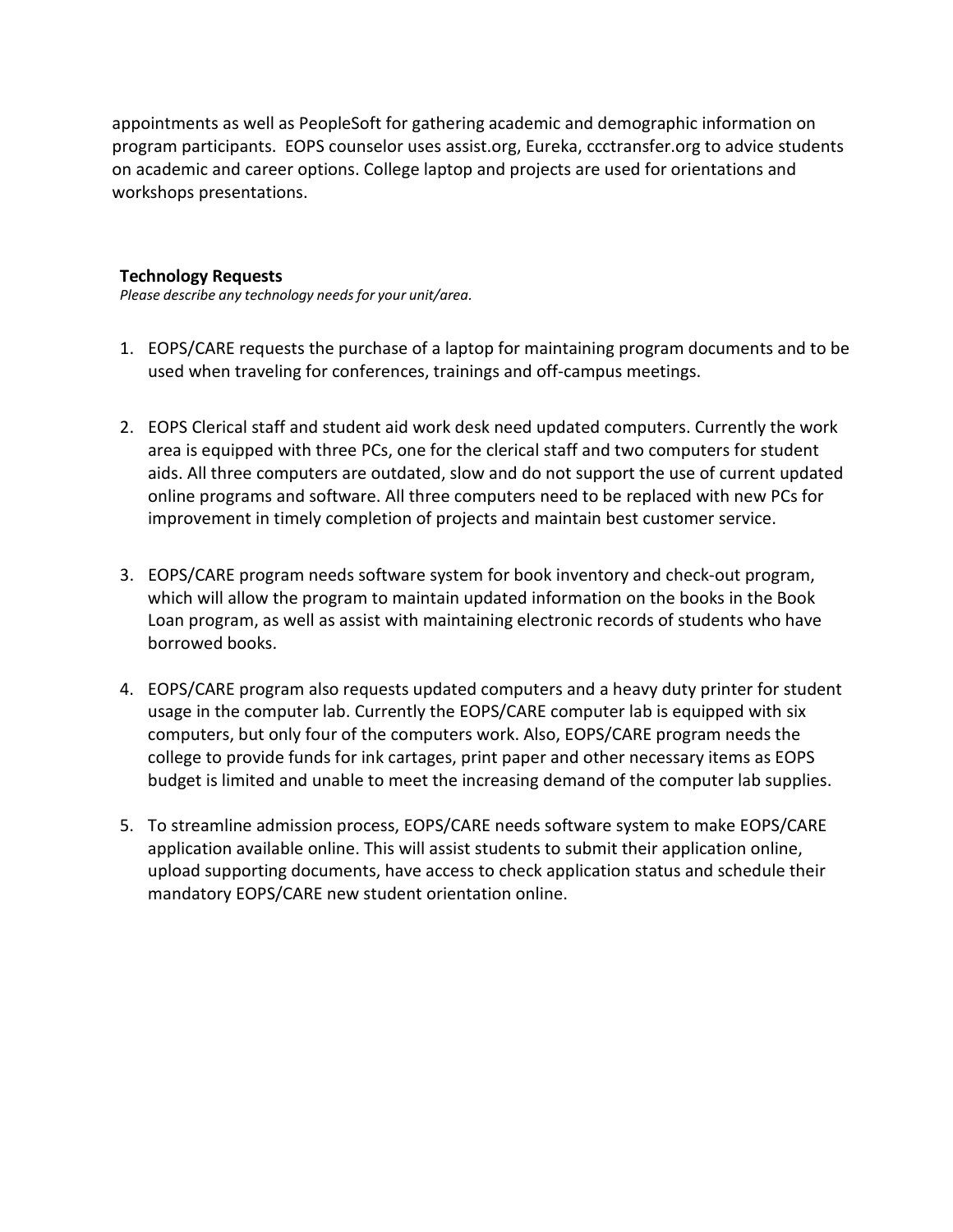appointments as well as PeopleSoft for gathering academic and demographic information on program participants. EOPS counselor uses assist.org, Eureka, ccctransfer.org to advice students on academic and career options. College laptop and projects are used for orientations and workshops presentations.

**Technology Requests**

*Please describe any technology needs for your unit/area.*

1. EOPS/CARE requests the purchase of a laptop for maintaining program documents and to be used when traveling for conferences, trainings and off-campus meetings.

2. EOPS Clerical staff and student aid work desk need updated computers. Currently the work area is equipped with three PCs, one for the clerical staff and two computers for student aids. All three computers are outdated, slow and do not support the use of current updated online programs and software. All three computers need to be replaced with new PCs for improvement in timely completion of projects and maintain best customer service.

3. EOPS/CARE program needs software system for book inventory and check-out program, which will allow the program to maintain updated information on the books in the Book Loan program, as well as assist with maintaining electronic records of students who have borrowed books.

4. EOPS/CARE program also requests updated computers and a heavy duty printer for student usage in the computer lab. Currently the EOPS/CARE computer lab is equipped with six computers, but only four of the computers work. Also, EOPS/CARE program needs the college to provide funds for ink cartages, print paper and other necessary items as EOPS budget is limited and unable to meet the increasing demand of the computer lab supplies.

5. To streamline admission process, EOPS/CARE needs software system to make EOPS/CARE application available online. This will assist students to submit their application online, upload supporting documents, have access to check application status and schedule their mandatory EOPS/CARE new student orientation online.